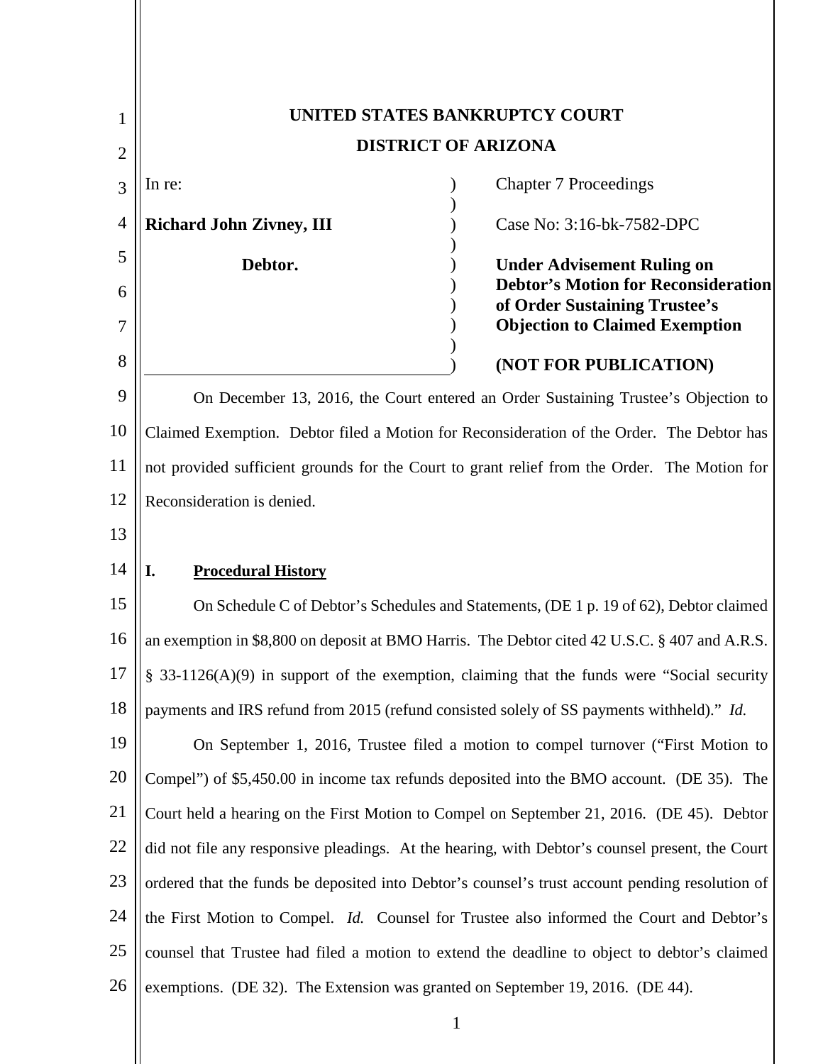**UNITED STATES BANKRUPTCY COURT**

**DISTRICT OF ARIZONA**

| | |
|---|---|
| In re:<br><br>**Richard John Zivney, III**<br><br>**Debtor.** | Chapter 7 Proceedings<br><br>Case No: 3:16-bk-7582-DPC<br><br>**Under Advisement Ruling on Debtor's Motion for Reconsideration of Order Sustaining Trustee's Objection to Claimed Exemption**<br><br>**(NOT FOR PUBLICATION)** |

On December 13, 2016, the Court entered an Order Sustaining Trustee's Objection to Claimed Exemption. Debtor filed a Motion for Reconsideration of the Order. The Debtor has not provided sufficient grounds for the Court to grant relief from the Order. The Motion for Reconsideration is denied.

## I. Procedural History

On Schedule C of Debtor's Schedules and Statements, (DE 1 p. 19 of 62), Debtor claimed an exemption in $8,800 on deposit at BMO Harris. The Debtor cited 42 U.S.C. § 407 and A.R.S. § 33-1126(A)(9) in support of the exemption, claiming that the funds were "Social security payments and IRS refund from 2015 (refund consisted solely of SS payments withheld)." *Id.*

On September 1, 2016, Trustee filed a motion to compel turnover ("First Motion to Compel") of $5,450.00 in income tax refunds deposited into the BMO account. (DE 35). The Court held a hearing on the First Motion to Compel on September 21, 2016. (DE 45). Debtor did not file any responsive pleadings. At the hearing, with Debtor's counsel present, the Court ordered that the funds be deposited into Debtor's counsel's trust account pending resolution of the First Motion to Compel. *Id.* Counsel for Trustee also informed the Court and Debtor's counsel that Trustee had filed a motion to extend the deadline to object to debtor's claimed exemptions. (DE 32). The Extension was granted on September 19, 2016. (DE 44).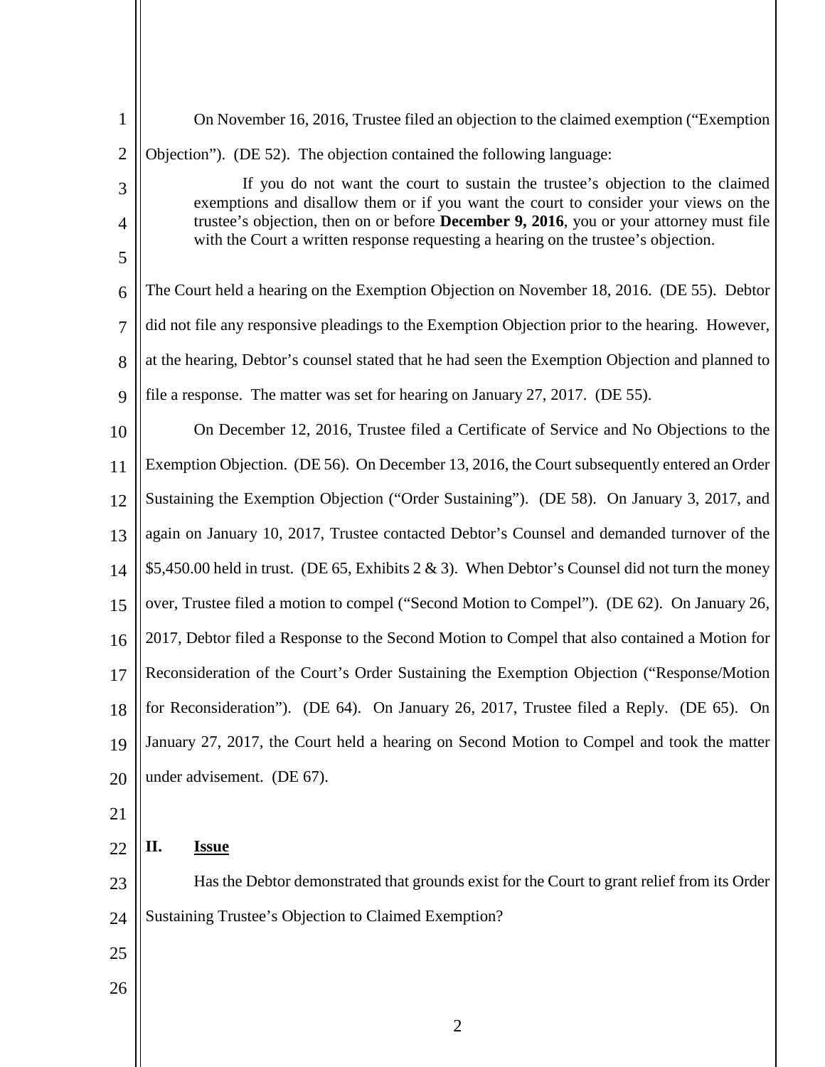On November 16, 2016, Trustee filed an objection to the claimed exemption ("Exemption Objection"). (DE 52). The objection contained the following language:

> If you do not want the court to sustain the trustee's objection to the claimed exemptions and disallow them or if you want the court to consider your views on the trustee's objection, then on or before **December 9, 2016**, you or your attorney must file with the Court a written response requesting a hearing on the trustee's objection.

The Court held a hearing on the Exemption Objection on November 18, 2016. (DE 55). Debtor did not file any responsive pleadings to the Exemption Objection prior to the hearing. However, at the hearing, Debtor's counsel stated that he had seen the Exemption Objection and planned to file a response. The matter was set for hearing on January 27, 2017. (DE 55).

On December 12, 2016, Trustee filed a Certificate of Service and No Objections to the Exemption Objection. (DE 56). On December 13, 2016, the Court subsequently entered an Order Sustaining the Exemption Objection ("Order Sustaining"). (DE 58). On January 3, 2017, and again on January 10, 2017, Trustee contacted Debtor's Counsel and demanded turnover of the $5,450.00 held in trust. (DE 65, Exhibits 2 & 3). When Debtor's Counsel did not turn the money over, Trustee filed a motion to compel ("Second Motion to Compel"). (DE 62). On January 26, 2017, Debtor filed a Response to the Second Motion to Compel that also contained a Motion for Reconsideration of the Court's Order Sustaining the Exemption Objection ("Response/Motion for Reconsideration"). (DE 64). On January 26, 2017, Trustee filed a Reply. (DE 65). On January 27, 2017, the Court held a hearing on Second Motion to Compel and took the matter under advisement. (DE 67).

## II. Issue

Has the Debtor demonstrated that grounds exist for the Court to grant relief from its Order Sustaining Trustee's Objection to Claimed Exemption?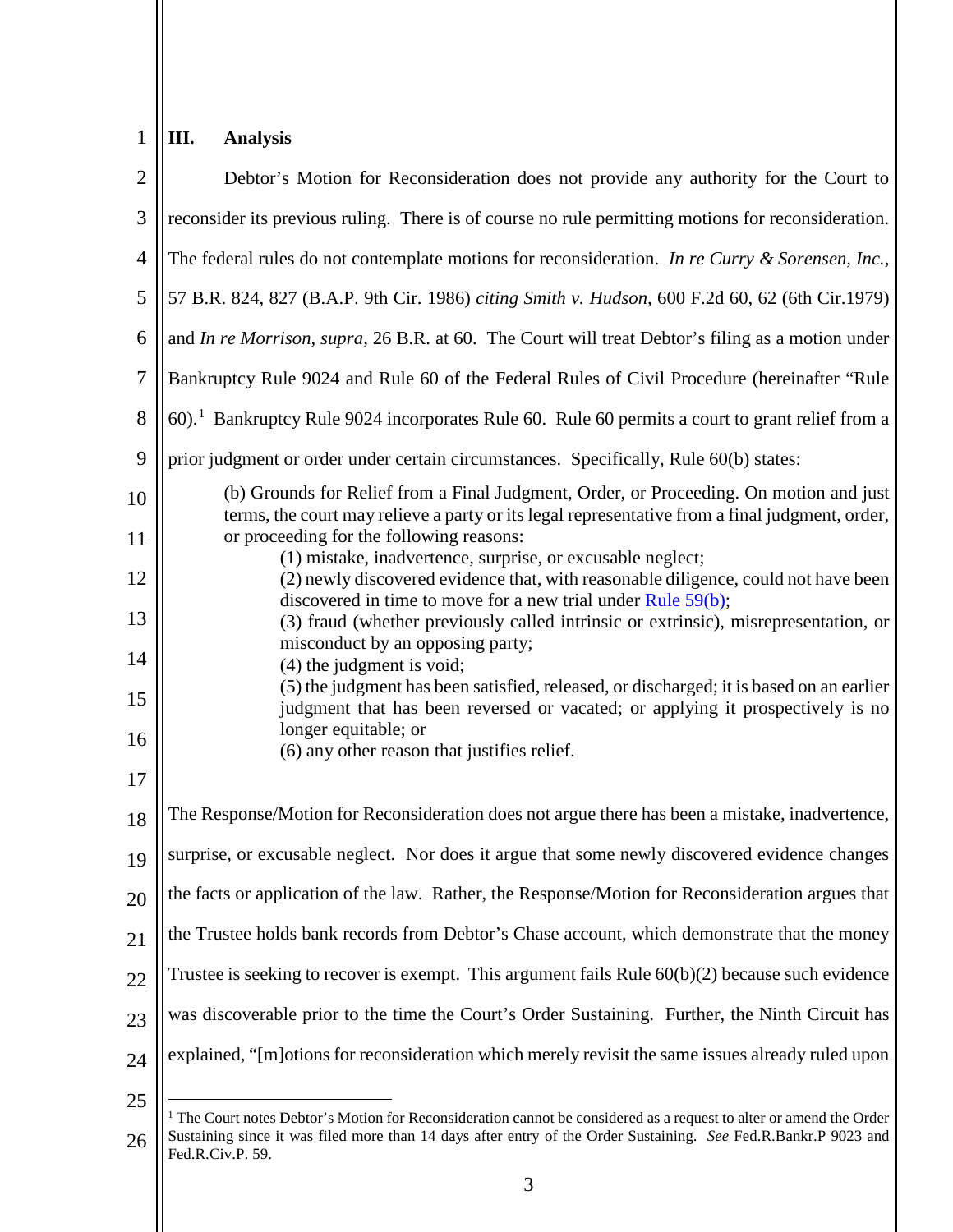## III. Analysis

Debtor's Motion for Reconsideration does not provide any authority for the Court to reconsider its previous ruling. There is of course no rule permitting motions for reconsideration. The federal rules do not contemplate motions for reconsideration. *In re Curry & Sorensen, Inc.*, 57 B.R. 824, 827 (B.A.P. 9th Cir. 1986) *citing Smith v. Hudson*, 600 F.2d 60, 62 (6th Cir.1979) and *In re Morrison*, *supra*, 26 B.R. at 60. The Court will treat Debtor's filing as a motion under Bankruptcy Rule 9024 and Rule 60 of the Federal Rules of Civil Procedure (hereinafter "Rule 60).[1] Bankruptcy Rule 9024 incorporates Rule 60. Rule 60 permits a court to grant relief from a prior judgment or order under certain circumstances. Specifically, Rule 60(b) states:

> (b) Grounds for Relief from a Final Judgment, Order, or Proceeding. On motion and just terms, the court may relieve a party or its legal representative from a final judgment, order, or proceeding for the following reasons:
>
> (1) mistake, inadvertence, surprise, or excusable neglect;
>
> (2) newly discovered evidence that, with reasonable diligence, could not have been discovered in time to move for a new trial under Rule 59(b);
>
> (3) fraud (whether previously called intrinsic or extrinsic), misrepresentation, or misconduct by an opposing party;
>
> (4) the judgment is void;
>
> (5) the judgment has been satisfied, released, or discharged; it is based on an earlier judgment that has been reversed or vacated; or applying it prospectively is no longer equitable; or
>
> (6) any other reason that justifies relief.

The Response/Motion for Reconsideration does not argue there has been a mistake, inadvertence, surprise, or excusable neglect. Nor does it argue that some newly discovered evidence changes the facts or application of the law. Rather, the Response/Motion for Reconsideration argues that the Trustee holds bank records from Debtor's Chase account, which demonstrate that the money Trustee is seeking to recover is exempt. This argument fails Rule 60(b)(2) because such evidence was discoverable prior to the time the Court's Order Sustaining. Further, the Ninth Circuit has explained, "[m]otions for reconsideration which merely revisit the same issues already ruled upon

---

[1] The Court notes Debtor's Motion for Reconsideration cannot be considered as a request to alter or amend the Order Sustaining since it was filed more than 14 days after entry of the Order Sustaining. *See* Fed.R.Bankr.P 9023 and Fed.R.Civ.P. 59.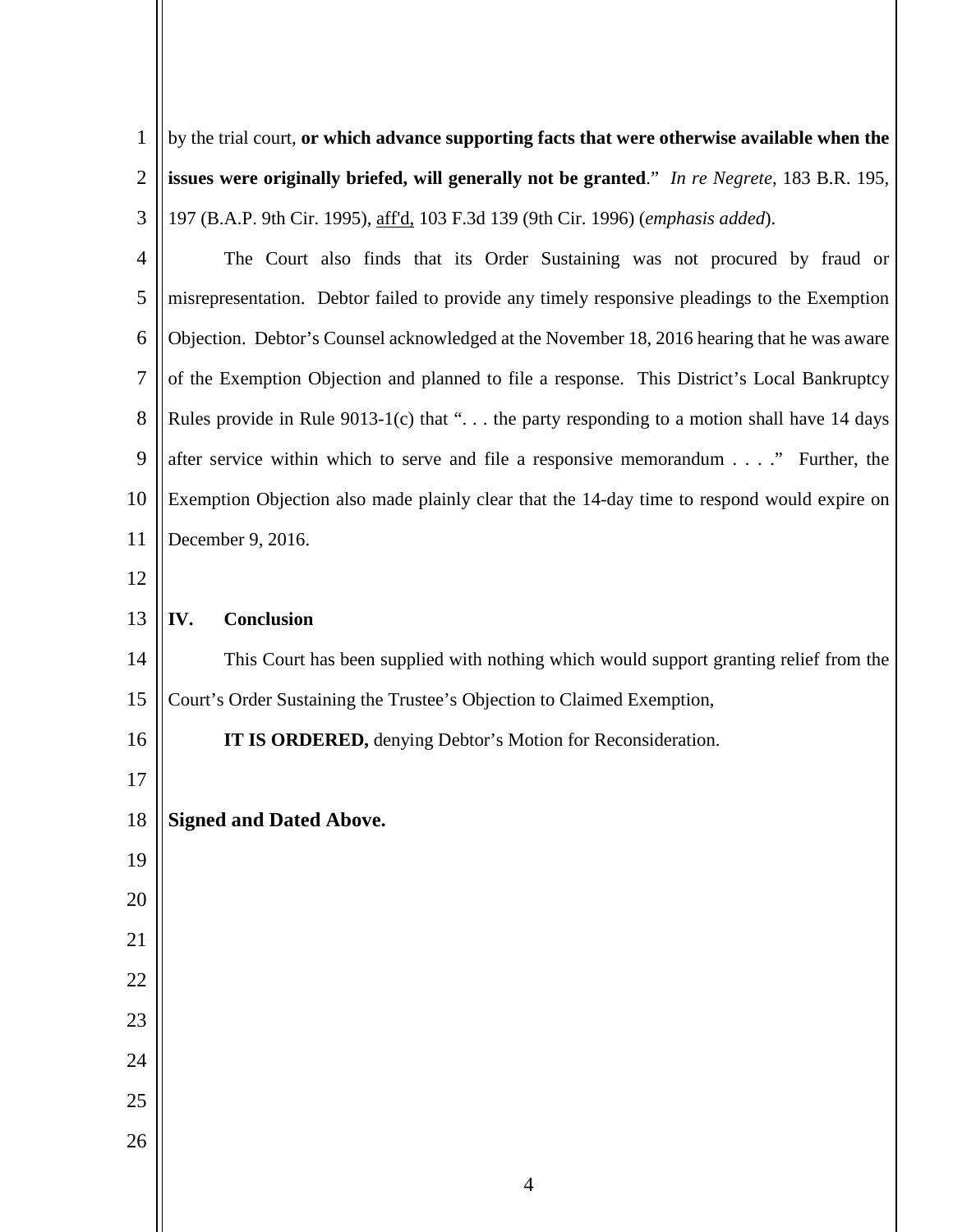by the trial court, **or which advance supporting facts that were otherwise available when the issues were originally briefed, will generally not be granted**." *In re Negrete*, 183 B.R. 195, 197 (B.A.P. 9th Cir. 1995), aff'd, 103 F.3d 139 (9th Cir. 1996) (*emphasis added*).

The Court also finds that its Order Sustaining was not procured by fraud or misrepresentation. Debtor failed to provide any timely responsive pleadings to the Exemption Objection. Debtor's Counsel acknowledged at the November 18, 2016 hearing that he was aware of the Exemption Objection and planned to file a response. This District's Local Bankruptcy Rules provide in Rule 9013-1(c) that ". . . the party responding to a motion shall have 14 days after service within which to serve and file a responsive memorandum . . . ." Further, the Exemption Objection also made plainly clear that the 14-day time to respond would expire on December 9, 2016.

## IV. Conclusion

This Court has been supplied with nothing which would support granting relief from the Court's Order Sustaining the Trustee's Objection to Claimed Exemption,

**IT IS ORDERED,** denying Debtor's Motion for Reconsideration.

**Signed and Dated Above.**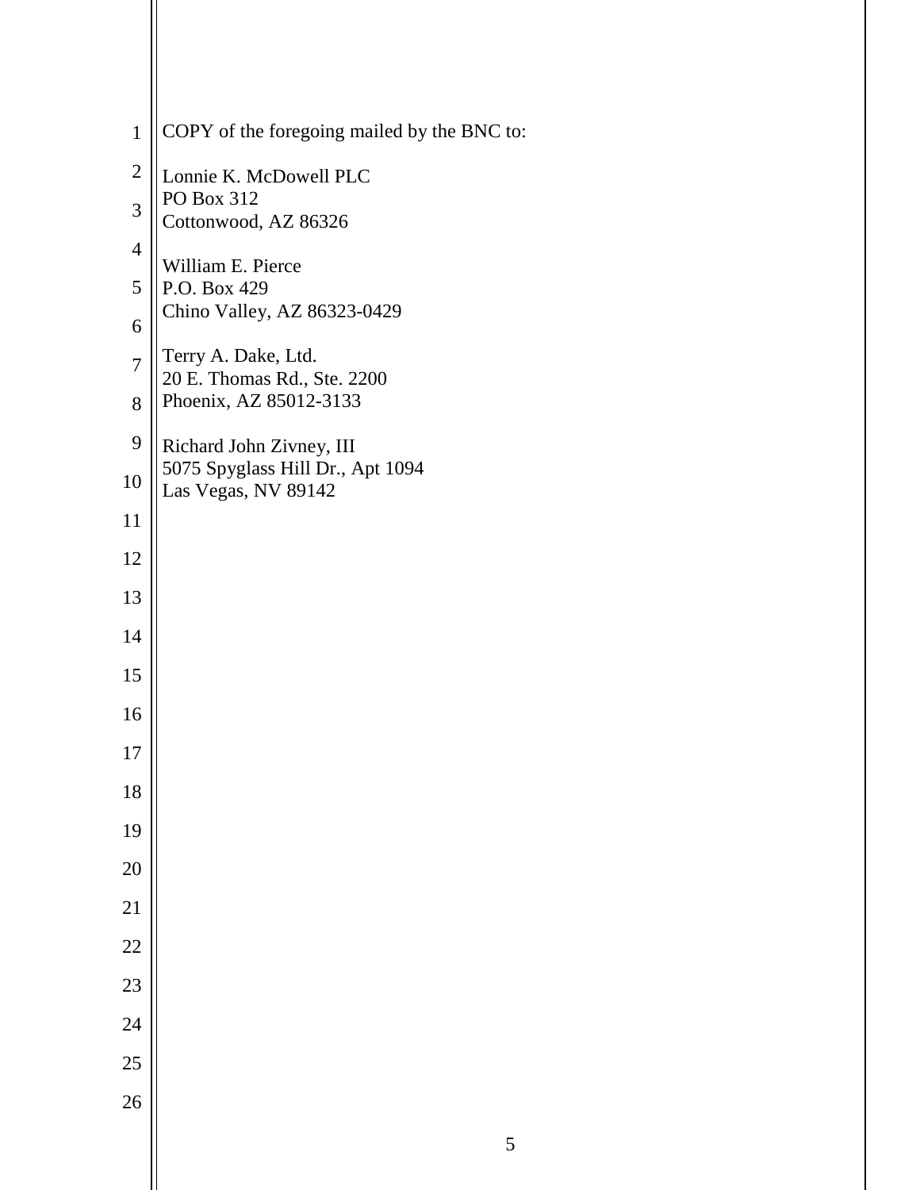COPY of the foregoing mailed by the BNC to:

Lonnie K. McDowell PLC
PO Box 312
Cottonwood, AZ 86326

William E. Pierce
P.O. Box 429
Chino Valley, AZ 86323-0429

Terry A. Dake, Ltd.
20 E. Thomas Rd., Ste. 2200
Phoenix, AZ 85012-3133

Richard John Zivney, III
5075 Spyglass Hill Dr., Apt 1094
Las Vegas, NV 89142